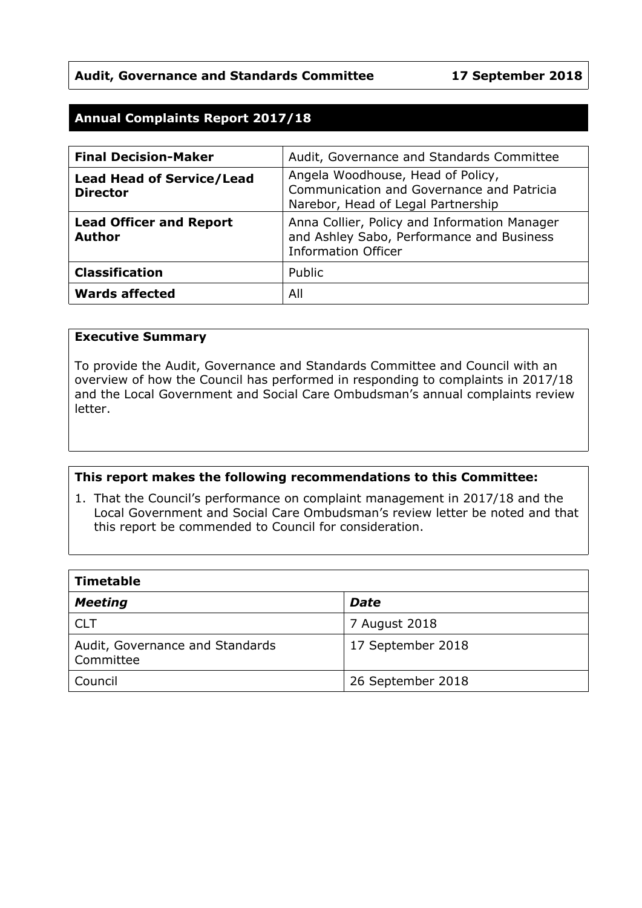**Audit, Governance and Standards Committee** **17 September 2018**

# Annual Complaints Report 2017/18

| | |
|---|---|
| **Final Decision-Maker** | Audit, Governance and Standards Committee |
| **Lead Head of Service/Lead Director** | Angela Woodhouse, Head of Policy, Communication and Governance and Patricia Narebor, Head of Legal Partnership |
| **Lead Officer and Report Author** | Anna Collier, Policy and Information Manager and Ashley Sabo, Performance and Business Information Officer |
| **Classification** | Public |
| **Wards affected** | All |

**Executive Summary**

To provide the Audit, Governance and Standards Committee and Council with an overview of how the Council has performed in responding to complaints in 2017/18 and the Local Government and Social Care Ombudsman's annual complaints review letter.

**This report makes the following recommendations to this Committee:**

1. That the Council's performance on complaint management in 2017/18 and the Local Government and Social Care Ombudsman's review letter be noted and that this report be commended to Council for consideration.

| **Timetable** | |
|---|---|
| ***Meeting*** | ***Date*** |
| CLT | 7 August 2018 |
| Audit, Governance and Standards Committee | 17 September 2018 |
| Council | 26 September 2018 |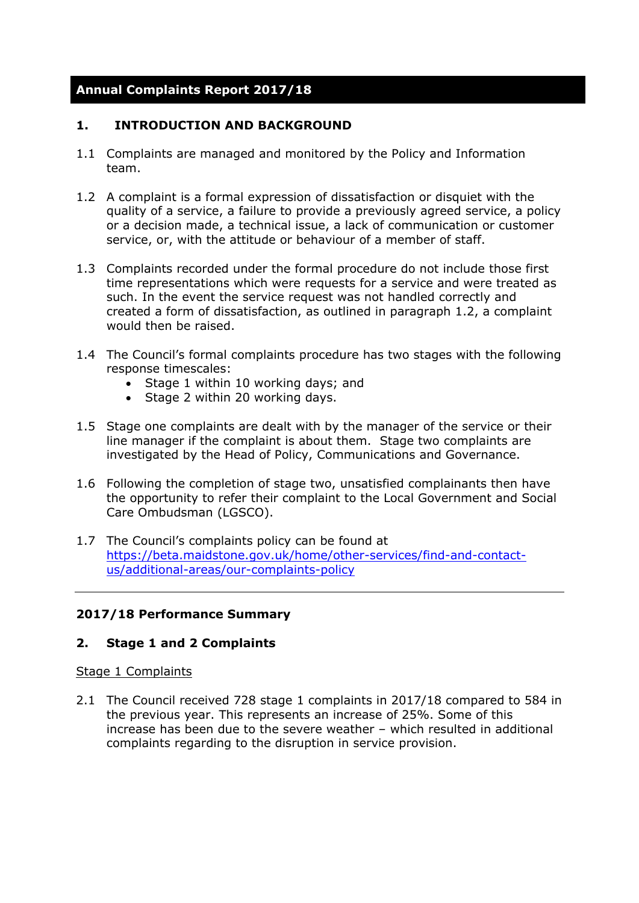## Annual Complaints Report 2017/18

### 1. INTRODUCTION AND BACKGROUND

1.1 Complaints are managed and monitored by the Policy and Information team.

1.2 A complaint is a formal expression of dissatisfaction or disquiet with the quality of a service, a failure to provide a previously agreed service, a policy or a decision made, a technical issue, a lack of communication or customer service, or, with the attitude or behaviour of a member of staff.

1.3 Complaints recorded under the formal procedure do not include those first time representations which were requests for a service and were treated as such. In the event the service request was not handled correctly and created a form of dissatisfaction, as outlined in paragraph 1.2, a complaint would then be raised.

1.4 The Council's formal complaints procedure has two stages with the following response timescales:
- Stage 1 within 10 working days; and
- Stage 2 within 20 working days.

1.5 Stage one complaints are dealt with by the manager of the service or their line manager if the complaint is about them. Stage two complaints are investigated by the Head of Policy, Communications and Governance.

1.6 Following the completion of stage two, unsatisfied complainants then have the opportunity to refer their complaint to the Local Government and Social Care Ombudsman (LGSCO).

1.7 The Council's complaints policy can be found at https://beta.maidstone.gov.uk/home/other-services/find-and-contact-us/additional-areas/our-complaints-policy

---

### 2017/18 Performance Summary

### 2. Stage 1 and 2 Complaints

Stage 1 Complaints

2.1 The Council received 728 stage 1 complaints in 2017/18 compared to 584 in the previous year. This represents an increase of 25%. Some of this increase has been due to the severe weather – which resulted in additional complaints regarding to the disruption in service provision.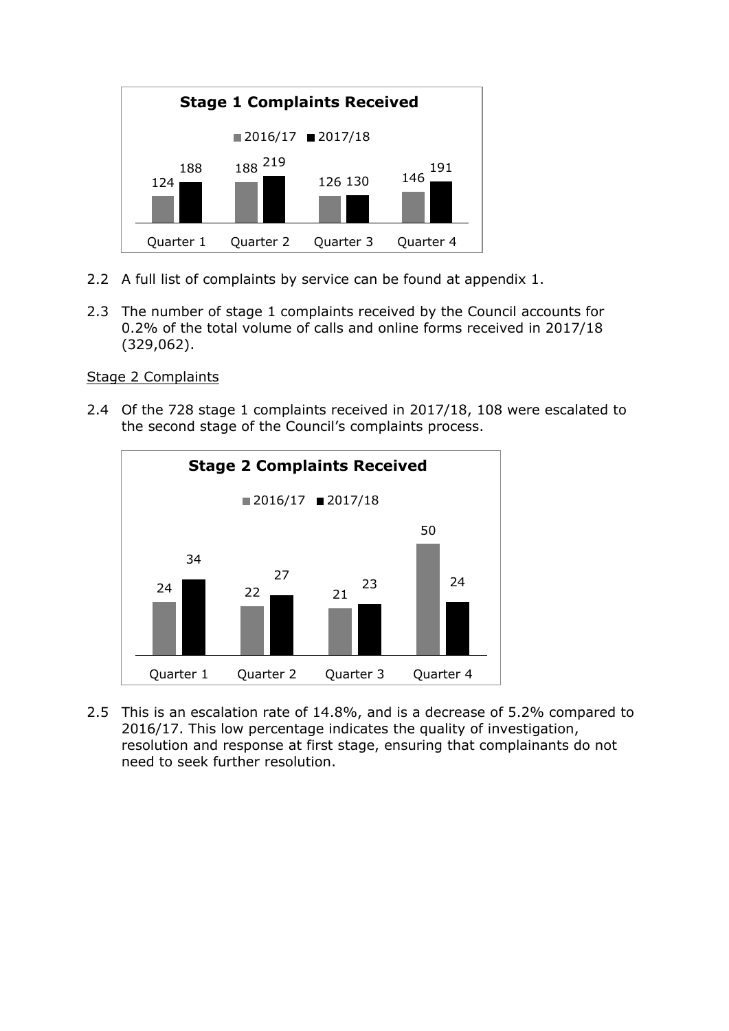**Stage 1 Complaints Received**

| | 2016/17 | 2017/18 |
|---|---|---|
| Quarter 1 | 124 | 188 |
| Quarter 2 | 188 | 219 |
| Quarter 3 | 126 | 130 |
| Quarter 4 | 146 | 191 |

2.2 A full list of complaints by service can be found at appendix 1.

2.3 The number of stage 1 complaints received by the Council accounts for 0.2% of the total volume of calls and online forms received in 2017/18 (329,062).

Stage 2 Complaints

2.4 Of the 728 stage 1 complaints received in 2017/18, 108 were escalated to the second stage of the Council's complaints process.

**Stage 2 Complaints Received**

| | 2016/17 | 2017/18 |
|---|---|---|
| Quarter 1 | 24 | 34 |
| Quarter 2 | 22 | 27 |
| Quarter 3 | 21 | 23 |
| Quarter 4 | 50 | 24 |

2.5 This is an escalation rate of 14.8%, and is a decrease of 5.2% compared to 2016/17. This low percentage indicates the quality of investigation, resolution and response at first stage, ensuring that complainants do not need to seek further resolution.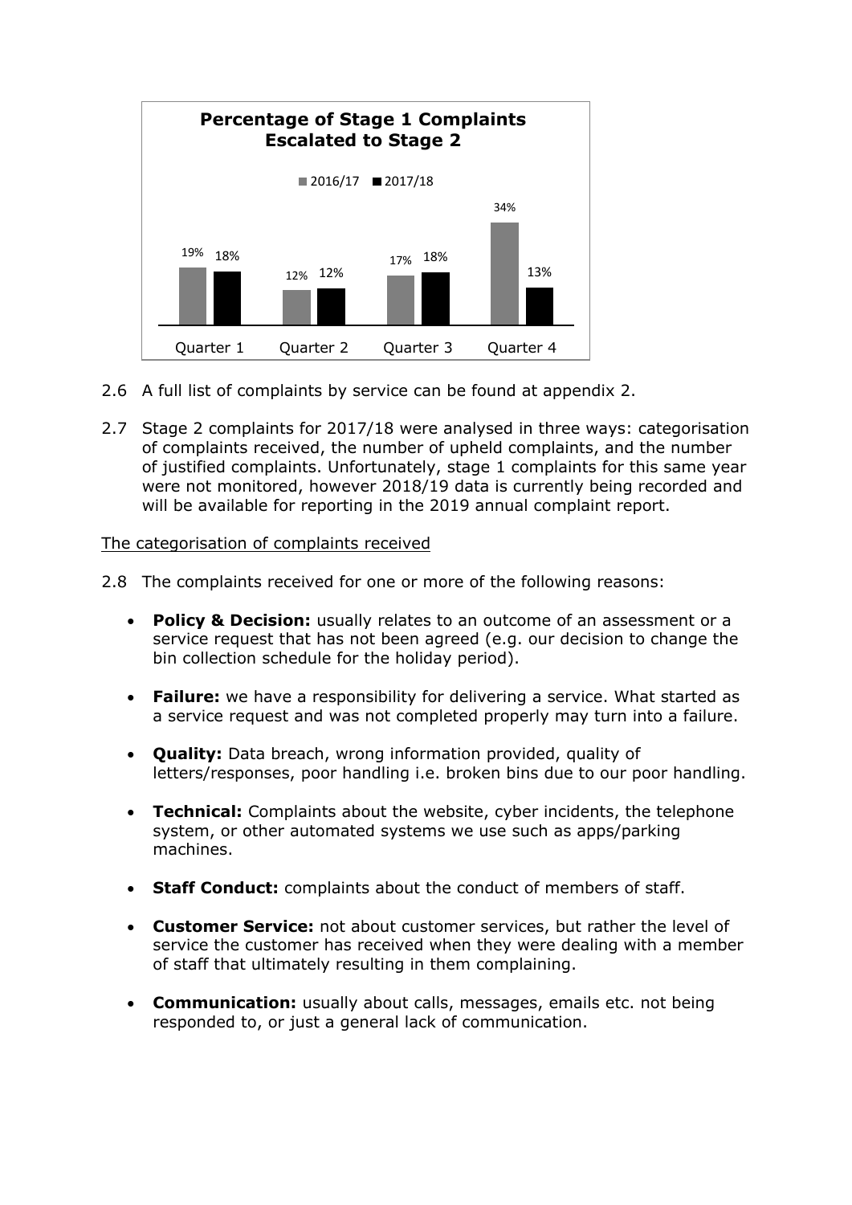**Percentage of Stage 1 Complaints Escalated to Stage 2**

| | 2016/17 | 2017/18 |
|---|---|---|
| Quarter 1 | 19% | 18% |
| Quarter 2 | 12% | 12% |
| Quarter 3 | 17% | 18% |
| Quarter 4 | 34% | 13% |

2.6 A full list of complaints by service can be found at appendix 2.

2.7 Stage 2 complaints for 2017/18 were analysed in three ways: categorisation of complaints received, the number of upheld complaints, and the number of justified complaints. Unfortunately, stage 1 complaints for this same year were not monitored, however 2018/19 data is currently being recorded and will be available for reporting in the 2019 annual complaint report.

<u>The categorisation of complaints received</u>

2.8 The complaints received for one or more of the following reasons:

- **Policy & Decision:** usually relates to an outcome of an assessment or a service request that has not been agreed (e.g. our decision to change the bin collection schedule for the holiday period).
- **Failure:** we have a responsibility for delivering a service. What started as a service request and was not completed properly may turn into a failure.
- **Quality:** Data breach, wrong information provided, quality of letters/responses, poor handling i.e. broken bins due to our poor handling.
- **Technical:** Complaints about the website, cyber incidents, the telephone system, or other automated systems we use such as apps/parking machines.
- **Staff Conduct:** complaints about the conduct of members of staff.
- **Customer Service:** not about customer services, but rather the level of service the customer has received when they were dealing with a member of staff that ultimately resulting in them complaining.
- **Communication:** usually about calls, messages, emails etc. not being responded to, or just a general lack of communication.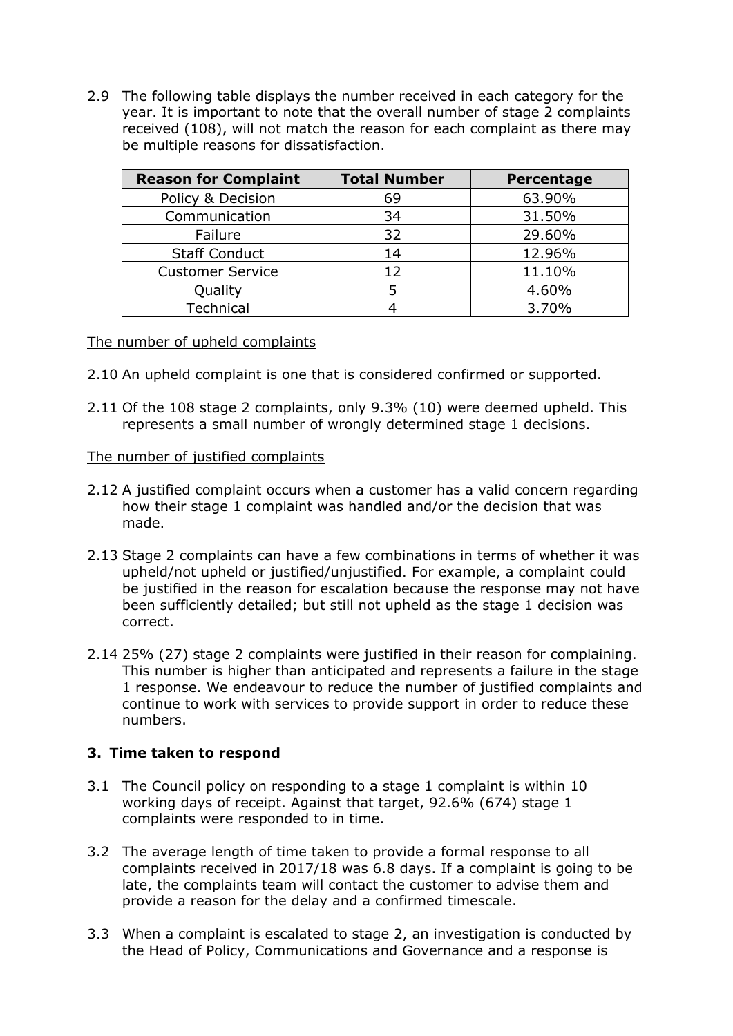2.9 The following table displays the number received in each category for the year. It is important to note that the overall number of stage 2 complaints received (108), will not match the reason for each complaint as there may be multiple reasons for dissatisfaction.

| Reason for Complaint | Total Number | Percentage |
|---|---|---|
| Policy & Decision | 69 | 63.90% |
| Communication | 34 | 31.50% |
| Failure | 32 | 29.60% |
| Staff Conduct | 14 | 12.96% |
| Customer Service | 12 | 11.10% |
| Quality | 5 | 4.60% |
| Technical | 4 | 3.70% |

<u>The number of upheld complaints</u>

2.10 An upheld complaint is one that is considered confirmed or supported.

2.11 Of the 108 stage 2 complaints, only 9.3% (10) were deemed upheld. This represents a small number of wrongly determined stage 1 decisions.

<u>The number of justified complaints</u>

2.12 A justified complaint occurs when a customer has a valid concern regarding how their stage 1 complaint was handled and/or the decision that was made.

2.13 Stage 2 complaints can have a few combinations in terms of whether it was upheld/not upheld or justified/unjustified. For example, a complaint could be justified in the reason for escalation because the response may not have been sufficiently detailed; but still not upheld as the stage 1 decision was correct.

2.14 25% (27) stage 2 complaints were justified in their reason for complaining. This number is higher than anticipated and represents a failure in the stage 1 response. We endeavour to reduce the number of justified complaints and continue to work with services to provide support in order to reduce these numbers.

## 3. Time taken to respond

3.1 The Council policy on responding to a stage 1 complaint is within 10 working days of receipt. Against that target, 92.6% (674) stage 1 complaints were responded to in time.

3.2 The average length of time taken to provide a formal response to all complaints received in 2017/18 was 6.8 days. If a complaint is going to be late, the complaints team will contact the customer to advise them and provide a reason for the delay and a confirmed timescale.

3.3 When a complaint is escalated to stage 2, an investigation is conducted by the Head of Policy, Communications and Governance and a response is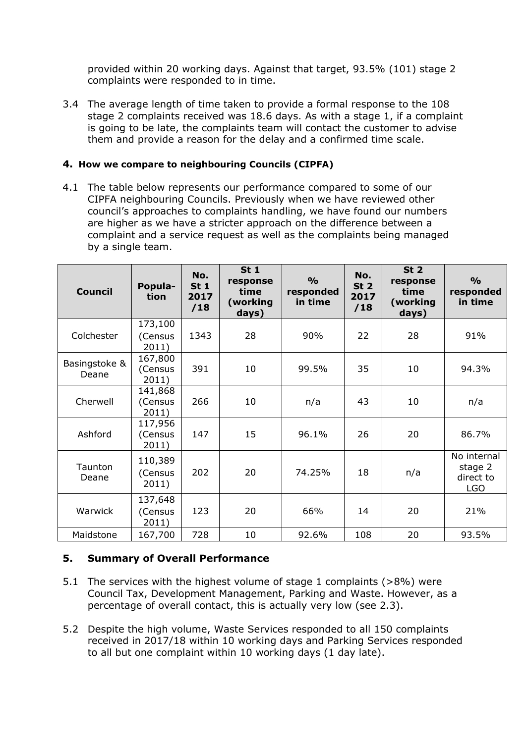provided within 20 working days. Against that target, 93.5% (101) stage 2 complaints were responded to in time.

3.4 The average length of time taken to provide a formal response to the 108 stage 2 complaints received was 18.6 days. As with a stage 1, if a complaint is going to be late, the complaints team will contact the customer to advise them and provide a reason for the delay and a confirmed time scale.

#### 4. How we compare to neighbouring Councils (CIPFA)

4.1 The table below represents our performance compared to some of our CIPFA neighbouring Councils. Previously when we have reviewed other council's approaches to complaints handling, we have found our numbers are higher as we have a stricter approach on the difference between a complaint and a service request as well as the complaints being managed by a single team.

| Council | Popula-tion | No. St 1 2017 /18 | St 1 response time (working days) | % responded in time | No. St 2 2017 /18 | St 2 response time (working days) | % responded in time |
|---|---|---|---|---|---|---|---|
| Colchester | 173,100 (Census 2011) | 1343 | 28 | 90% | 22 | 28 | 91% |
| Basingstoke & Deane | 167,800 (Census 2011) | 391 | 10 | 99.5% | 35 | 10 | 94.3% |
| Cherwell | 141,868 (Census 2011) | 266 | 10 | n/a | 43 | 10 | n/a |
| Ashford | 117,956 (Census 2011) | 147 | 15 | 96.1% | 26 | 20 | 86.7% |
| Taunton Deane | 110,389 (Census 2011) | 202 | 20 | 74.25% | 18 | n/a | No internal stage 2 direct to LGO |
| Warwick | 137,648 (Census 2011) | 123 | 20 | 66% | 14 | 20 | 21% |
| Maidstone | 167,700 | 728 | 10 | 92.6% | 108 | 20 | 93.5% |

#### 5. Summary of Overall Performance

5.1 The services with the highest volume of stage 1 complaints (>8%) were Council Tax, Development Management, Parking and Waste. However, as a percentage of overall contact, this is actually very low (see 2.3).

5.2 Despite the high volume, Waste Services responded to all 150 complaints received in 2017/18 within 10 working days and Parking Services responded to all but one complaint within 10 working days (1 day late).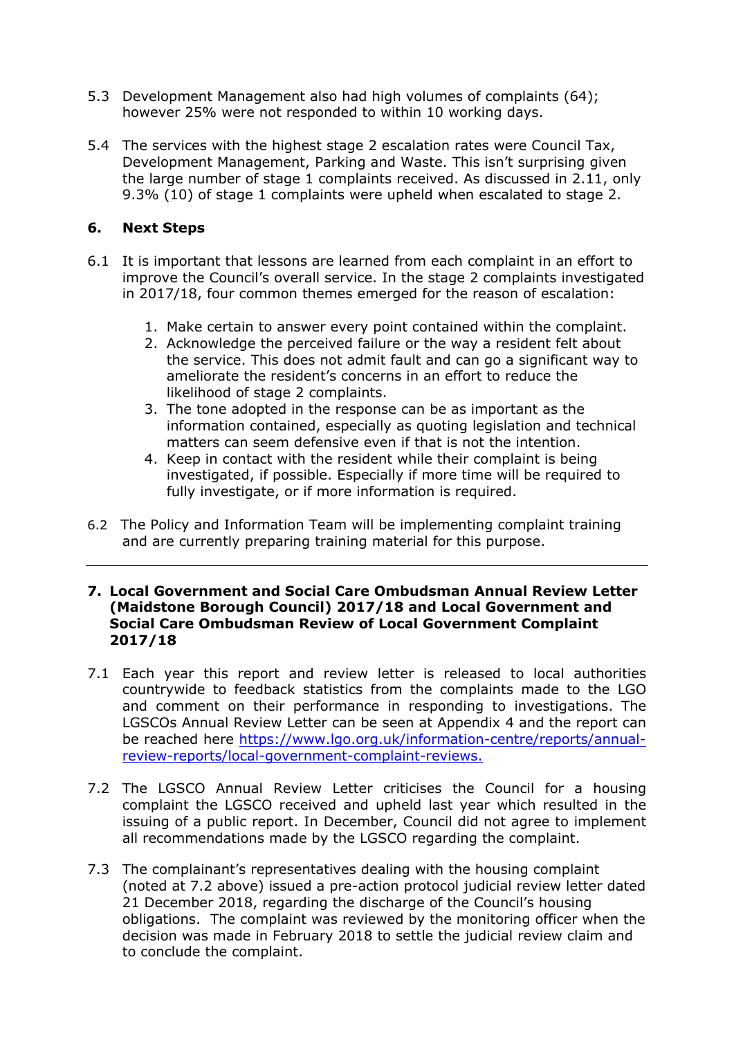5.3 Development Management also had high volumes of complaints (64); however 25% were not responded to within 10 working days.

5.4 The services with the highest stage 2 escalation rates were Council Tax, Development Management, Parking and Waste. This isn't surprising given the large number of stage 1 complaints received. As discussed in 2.11, only 9.3% (10) of stage 1 complaints were upheld when escalated to stage 2.

## 6. Next Steps

6.1 It is important that lessons are learned from each complaint in an effort to improve the Council's overall service. In the stage 2 complaints investigated in 2017/18, four common themes emerged for the reason of escalation:

1. Make certain to answer every point contained within the complaint.
2. Acknowledge the perceived failure or the way a resident felt about the service. This does not admit fault and can go a significant way to ameliorate the resident's concerns in an effort to reduce the likelihood of stage 2 complaints.
3. The tone adopted in the response can be as important as the information contained, especially as quoting legislation and technical matters can seem defensive even if that is not the intention.
4. Keep in contact with the resident while their complaint is being investigated, if possible. Especially if more time will be required to fully investigate, or if more information is required.

6.2 The Policy and Information Team will be implementing complaint training and are currently preparing training material for this purpose.

---

## 7. Local Government and Social Care Ombudsman Annual Review Letter (Maidstone Borough Council) 2017/18 and Local Government and Social Care Ombudsman Review of Local Government Complaint 2017/18

7.1 Each year this report and review letter is released to local authorities countrywide to feedback statistics from the complaints made to the LGO and comment on their performance in responding to investigations. The LGSCOs Annual Review Letter can be seen at Appendix 4 and the report can be reached here [https://www.lgo.org.uk/information-centre/reports/annual-review-reports/local-government-complaint-reviews.](https://www.lgo.org.uk/information-centre/reports/annual-review-reports/local-government-complaint-reviews)

7.2 The LGSCO Annual Review Letter criticises the Council for a housing complaint the LGSCO received and upheld last year which resulted in the issuing of a public report. In December, Council did not agree to implement all recommendations made by the LGSCO regarding the complaint.

7.3 The complainant's representatives dealing with the housing complaint (noted at 7.2 above) issued a pre-action protocol judicial review letter dated 21 December 2018, regarding the discharge of the Council's housing obligations. The complaint was reviewed by the monitoring officer when the decision was made in February 2018 to settle the judicial review claim and to conclude the complaint.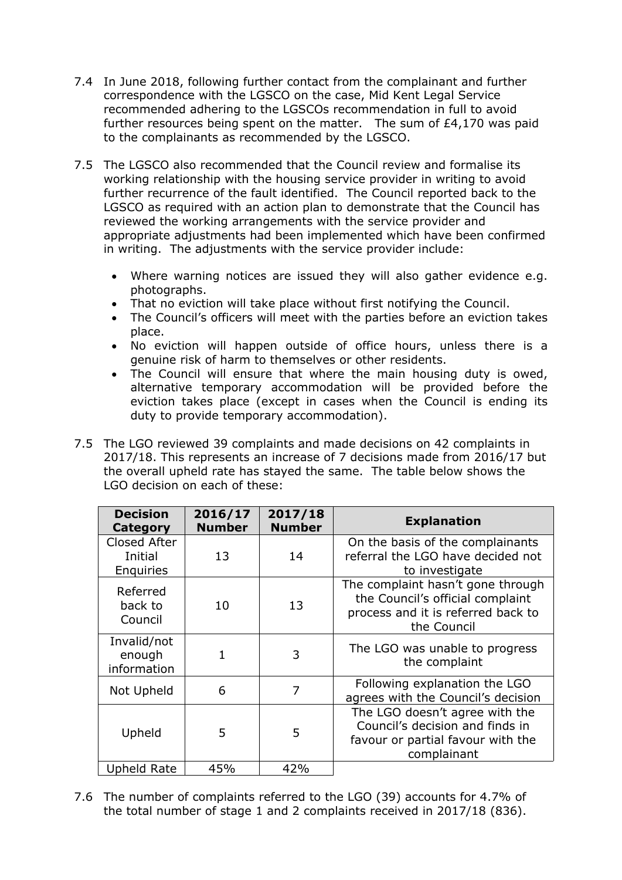7.4 In June 2018, following further contact from the complainant and further correspondence with the LGSCO on the case, Mid Kent Legal Service recommended adhering to the LGSCOs recommendation in full to avoid further resources being spent on the matter. The sum of £4,170 was paid to the complainants as recommended by the LGSCO.

7.5 The LGSCO also recommended that the Council review and formalise its working relationship with the housing service provider in writing to avoid further recurrence of the fault identified. The Council reported back to the LGSCO as required with an action plan to demonstrate that the Council has reviewed the working arrangements with the service provider and appropriate adjustments had been implemented which have been confirmed in writing. The adjustments with the service provider include:

- Where warning notices are issued they will also gather evidence e.g. photographs.
- That no eviction will take place without first notifying the Council.
- The Council's officers will meet with the parties before an eviction takes place.
- No eviction will happen outside of office hours, unless there is a genuine risk of harm to themselves or other residents.
- The Council will ensure that where the main housing duty is owed, alternative temporary accommodation will be provided before the eviction takes place (except in cases when the Council is ending its duty to provide temporary accommodation).

7.5 The LGO reviewed 39 complaints and made decisions on 42 complaints in 2017/18. This represents an increase of 7 decisions made from 2016/17 but the overall upheld rate has stayed the same. The table below shows the LGO decision on each of these:

| Decision Category | 2016/17 Number | 2017/18 Number | Explanation |
|---|---|---|---|
| Closed After Initial Enquiries | 13 | 14 | On the basis of the complainants referral the LGO have decided not to investigate |
| Referred back to Council | 10 | 13 | The complaint hasn't gone through the Council's official complaint process and it is referred back to the Council |
| Invalid/not enough information | 1 | 3 | The LGO was unable to progress the complaint |
| Not Upheld | 6 | 7 | Following explanation the LGO agrees with the Council's decision |
| Upheld | 5 | 5 | The LGO doesn't agree with the Council's decision and finds in favour or partial favour with the complainant |
| Upheld Rate | 45% | 42% | |

7.6 The number of complaints referred to the LGO (39) accounts for 4.7% of the total number of stage 1 and 2 complaints received in 2017/18 (836).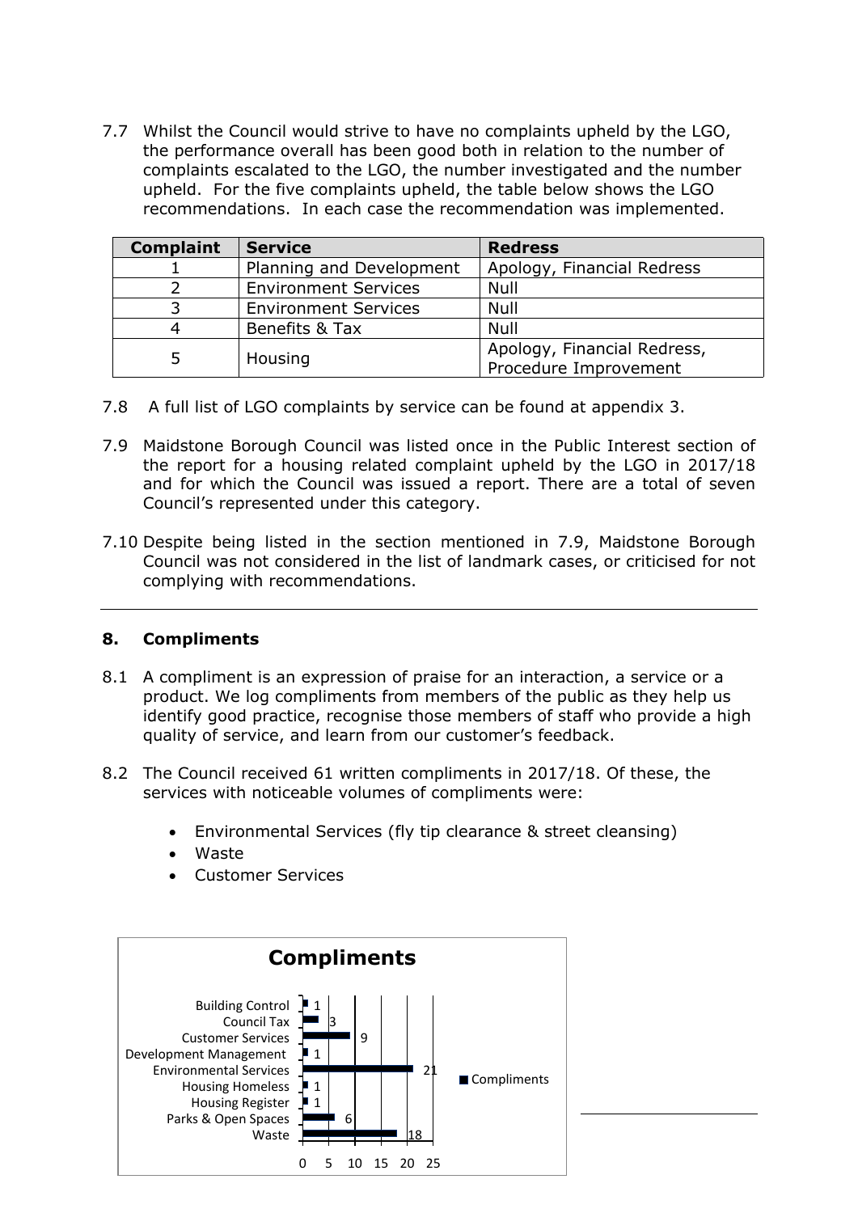7.7 Whilst the Council would strive to have no complaints upheld by the LGO, the performance overall has been good both in relation to the number of complaints escalated to the LGO, the number investigated and the number upheld. For the five complaints upheld, the table below shows the LGO recommendations. In each case the recommendation was implemented.

| Complaint | Service | Redress |
|---|---|---|
| 1 | Planning and Development | Apology, Financial Redress |
| 2 | Environment Services | Null |
| 3 | Environment Services | Null |
| 4 | Benefits & Tax | Null |
| 5 | Housing | Apology, Financial Redress, Procedure Improvement |

7.8 A full list of LGO complaints by service can be found at appendix 3.

7.9 Maidstone Borough Council was listed once in the Public Interest section of the report for a housing related complaint upheld by the LGO in 2017/18 and for which the Council was issued a report. There are a total of seven Council's represented under this category.

7.10 Despite being listed in the section mentioned in 7.9, Maidstone Borough Council was not considered in the list of landmark cases, or criticised for not complying with recommendations.

## 8. Compliments

8.1 A compliment is an expression of praise for an interaction, a service or a product. We log compliments from members of the public as they help us identify good practice, recognise those members of staff who provide a high quality of service, and learn from our customer's feedback.

8.2 The Council received 61 written compliments in 2017/18. Of these, the services with noticeable volumes of compliments were:

- Environmental Services (fly tip clearance & street cleansing)
- Waste
- Customer Services

**Compliments**

| Service | Compliments |
|---|---|
| Building Control | 1 |
| Council Tax | 3 |
| Customer Services | 9 |
| Development Management | 1 |
| Environmental Services | 21 |
| Housing Homeless | 1 |
| Housing Register | 1 |
| Parks & Open Spaces | 6 |
| Waste | 18 |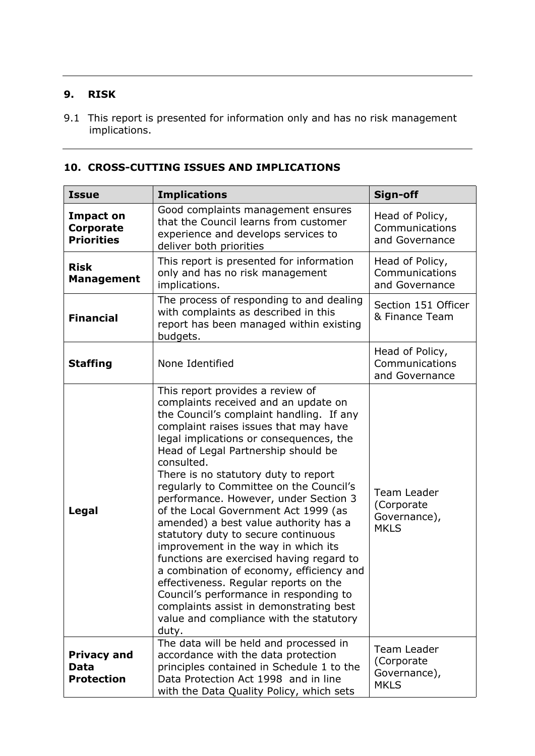## 9. RISK

9.1 This report is presented for information only and has no risk management implications.

---

## 10. CROSS-CUTTING ISSUES AND IMPLICATIONS

| Issue | Implications | Sign-off |
|---|---|---|
| **Impact on Corporate Priorities** | Good complaints management ensures that the Council learns from customer experience and develops services to deliver both priorities | Head of Policy, Communications and Governance |
| **Risk Management** | This report is presented for information only and has no risk management implications. | Head of Policy, Communications and Governance |
| **Financial** | The process of responding to and dealing with complaints as described in this report has been managed within existing budgets. | Section 151 Officer & Finance Team |
| **Staffing** | None Identified | Head of Policy, Communications and Governance |
| **Legal** | This report provides a review of complaints received and an update on the Council's complaint handling. If any complaint raises issues that may have legal implications or consequences, the Head of Legal Partnership should be consulted. There is no statutory duty to report regularly to Committee on the Council's performance. However, under Section 3 of the Local Government Act 1999 (as amended) a best value authority has a statutory duty to secure continuous improvement in the way in which its functions are exercised having regard to a combination of economy, efficiency and effectiveness. Regular reports on the Council's performance in responding to complaints assist in demonstrating best value and compliance with the statutory duty. | Team Leader (Corporate Governance), MKLS |
| **Privacy and Data Protection** | The data will be held and processed in accordance with the data protection principles contained in Schedule 1 to the Data Protection Act 1998 and in line with the Data Quality Policy, which sets | Team Leader (Corporate Governance), MKLS |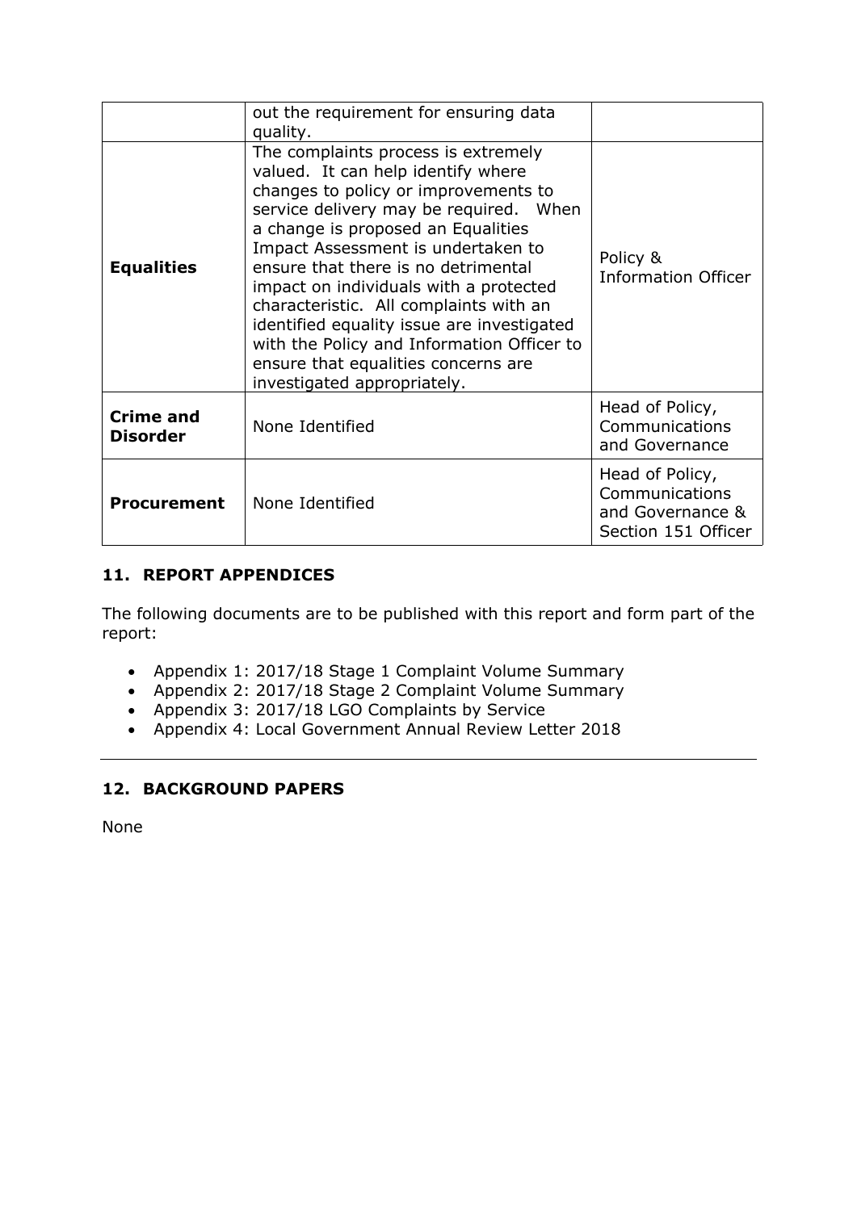| | | |
|---|---|---|
| | out the requirement for ensuring data quality. | |
| **Equalities** | The complaints process is extremely valued. It can help identify where changes to policy or improvements to service delivery may be required. When a change is proposed an Equalities Impact Assessment is undertaken to ensure that there is no detrimental impact on individuals with a protected characteristic. All complaints with an identified equality issue are investigated with the Policy and Information Officer to ensure that equalities concerns are investigated appropriately. | Policy & Information Officer |
| **Crime and Disorder** | None Identified | Head of Policy, Communications and Governance |
| **Procurement** | None Identified | Head of Policy, Communications and Governance & Section 151 Officer |

## 11. REPORT APPENDICES

The following documents are to be published with this report and form part of the report:

- Appendix 1: 2017/18 Stage 1 Complaint Volume Summary
- Appendix 2: 2017/18 Stage 2 Complaint Volume Summary
- Appendix 3: 2017/18 LGO Complaints by Service
- Appendix 4: Local Government Annual Review Letter 2018

## 12. BACKGROUND PAPERS

None